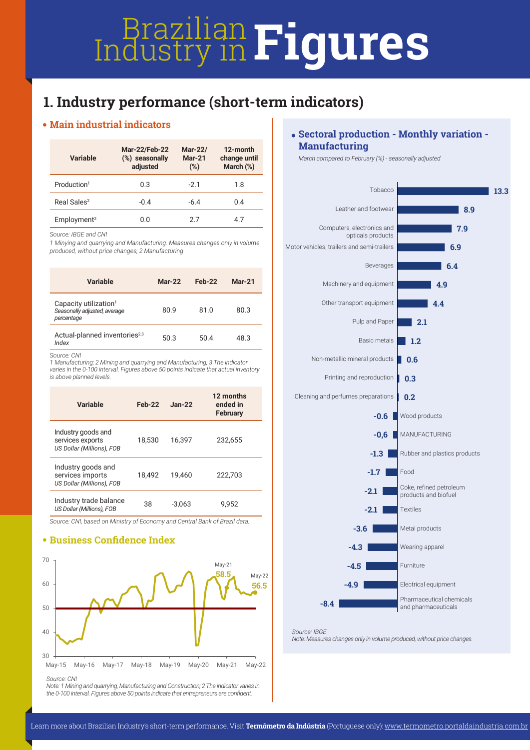# Brazilian Industry in Figures

## 1. Industry performance (short-term indicators)

### • Main industrial indicators

| Variable | Mar-22/Feb-22 (%) seasonally adjusted | Mar-22/ Mar-21 (%) | 12-month change until March (%) |
|---|---|---|---|
| Production[1] | 0.3 | -2.1 | 1.8 |
| Real Sales[2] | -0.4 | -6.4 | 0.4 |
| Employment[2] | 0.0 | 2.7 | 4.7 |

*Source: IBGE and CNI*

*1 Minying and quarrying and Manufacturing. Measures changes only in volume produced, without price changes; 2 Manufacturing*

| Variable | Mar-22 | Feb-22 | Mar-21 |
|---|---|---|---|
| Capacity utilization[1] *Seasonally adjusted, average percentage* | 80.9 | 81.0 | 80.3 |
| Actual-planned inventories[2,3] *Index* | 50.3 | 50.4 | 48.3 |

*Source: CNI*

*1 Manufacturing; 2 Mining and quarrying and Manufacturing; 3 The indicator varies in the 0-100 interval. Figures above 50 points indicate that actual inventory is above planned levels.*

| Variable | Feb-22 | Jan-22 | 12 months ended in February |
|---|---|---|---|
| Industry goods and services exports *US Dollar (Millions), FOB* | 18,530 | 16,397 | 232,655 |
| Industry goods and services imports *US Dollar (Millions), FOB* | 18,492 | 19,460 | 222,703 |
| Industry trade balance *US Dollar (Millions), FOB* | 38 | -3,063 | 9,952 |

*Source: CNI, based on Ministry of Economy and Central Bank of Brazil data.*

### • Business Confidence Index

May-21: 58.5; May-22: 56.5

*Source: CNI*

*Note: 1 Mining and quarrying, Manufacturing and Construction; 2 The indicator varies in the 0-100 interval. Figures above 50 points indicate that entrepreneurs are confident.*

### • Sectoral production - Monthly variation - Manufacturing

*March compared to February (%) - seasonally adjusted*

| Sector | Variation (%) |
|---|---|
| Tobacco | 13.3 |
| Leather and footwear | 8.9 |
| Computers, electronics and opticals products | 7.9 |
| Motor vehicles, trailers and semi-trailers | 6.9 |
| Beverages | 6.4 |
| Machinery and equipment | 4.9 |
| Other transport equipment | 4.4 |
| Pulp and Paper | 2.1 |
| Basic metals | 1.2 |
| Non-metallic mineral products | 0.6 |
| Printing and reproduction | 0.3 |
| Cleaning and perfumes preparations | 0.2 |
| Wood products | -0.6 |
| MANUFACTURING | -0,6 |
| Rubber and plastics products | -1.3 |
| Food | -1.7 |
| Coke, refined petroleum products and biofuel | -2.1 |
| Textiles | -2.1 |
| Metal products | -3.6 |
| Wearing apparel | -4.3 |
| Furniture | -4.5 |
| Electrical equipment | -4.9 |
| Pharmaceutical chemicals and pharmaceuticals | -8.4 |

*Source: IBGE*

*Note: Measures changes only in volume produced, without price changes.*

Learn more about Brazilian Industry's short-term performance. Visit **Termômetro da Indústria** (Portuguese only): www.termometro.portaldaindustria.com.br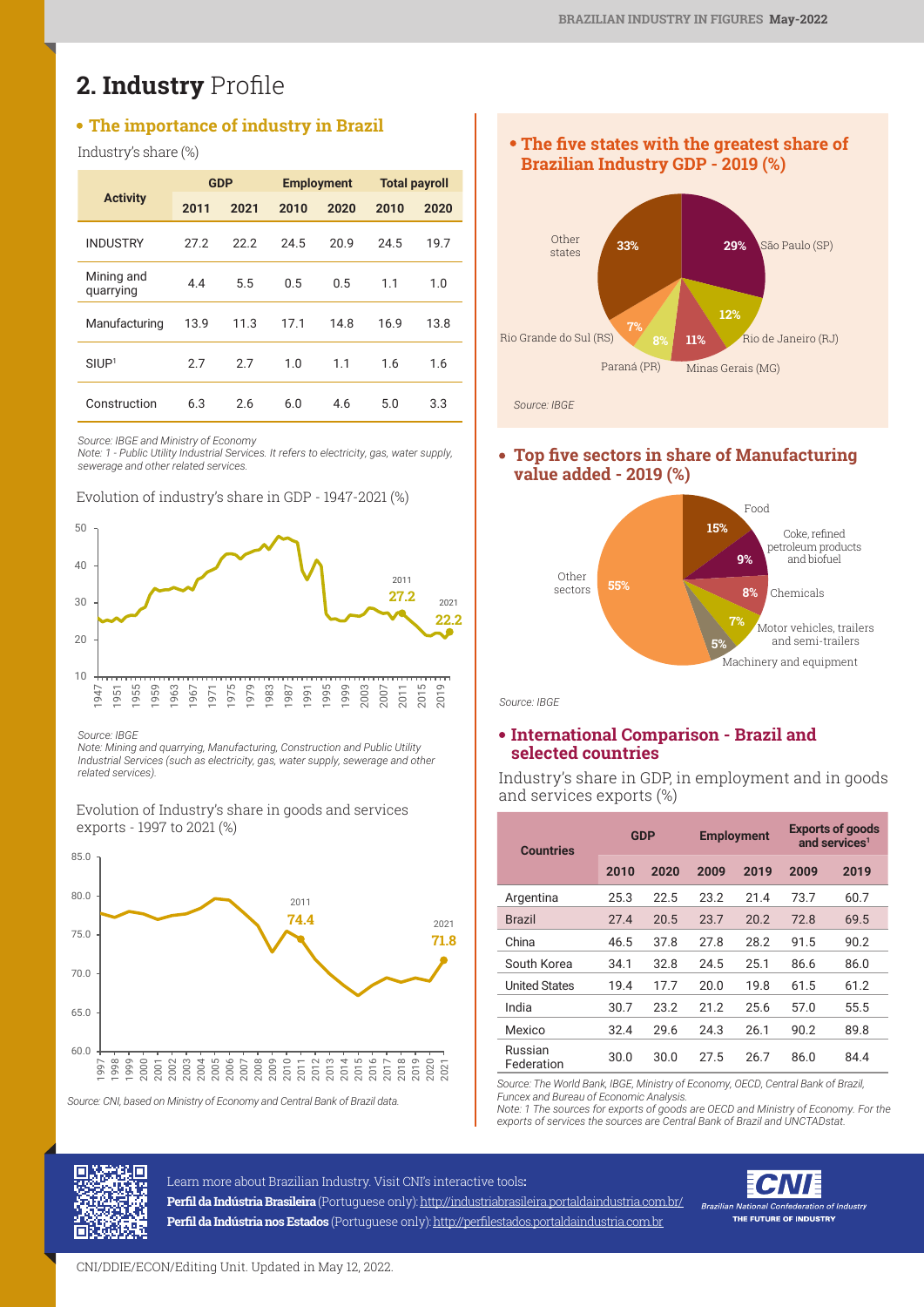# 2. **Industry** Profile

## • The importance of industry in Brazil

Industry's share (%)

| Activity | GDP | | Employment | | Total payroll | |
|---|---|---|---|---|---|---|
| | 2011 | 2021 | 2010 | 2020 | 2010 | 2020 |
| INDUSTRY | 27.2 | 22.2 | 24.5 | 20.9 | 24.5 | 19.7 |
| Mining and quarrying | 4.4 | 5.5 | 0.5 | 0.5 | 1.1 | 1.0 |
| Manufacturing | 13.9 | 11.3 | 17.1 | 14.8 | 16.9 | 13.8 |
| SIUP[1] | 2.7 | 2.7 | 1.0 | 1.1 | 1.6 | 1.6 |
| Construction | 6.3 | 2.6 | 6.0 | 4.6 | 5.0 | 3.3 |

*Source: IBGE and Ministry of Economy*
*Note: 1 - Public Utility Industrial Services. It refers to electricity, gas, water supply, sewerage and other related services.*

Evolution of industry's share in GDP - 1947-2021 (%)

50
40
30
20
10

2011
27.2
2021
22.2

1947 1951 1955 1959 1963 1967 1971 1975 1979 1983 1987 1991 1995 1999 2003 2007 2011 2015 2019

*Source: IBGE*
*Note: Mining and quarrying, Manufacturing, Construction and Public Utility Industrial Services (such as electricity, gas, water supply, sewerage and other related services).*

Evolution of Industry's share in goods and services exports - 1997 to 2021 (%)

85.0
80.0
75.0
70.0
65.0
60.0

2011
74.4
2021
71.8

1997 1998 1999 2000 2001 2002 2003 2004 2005 2006 2007 2008 2009 2010 2011 2012 2013 2014 2015 2016 2017 2018 2019 2020 2021

*Source: CNI, based on Ministry of Economy and Central Bank of Brazil data.*

## • The five states with the greatest share of Brazilian Industry GDP - 2019 (%)

São Paulo (SP) 29%
Rio de Janeiro (RJ) 12%
Minas Gerais (MG) 11%
Paraná (PR) 8%
Rio Grande do Sul (RS) 7%
Other states 33%

*Source: IBGE*

## • Top five sectors in share of Manufacturing value added - 2019 (%)

Food 15%
Coke, refined petroleum products and biofuel 9%
Chemicals 8%
Motor vehicles, trailers and semi-trailers 7%
Machinery and equipment 5%
Other sectors 55%

*Source: IBGE*

## • International Comparison - Brazil and selected countries

Industry's share in GDP, in employment and in goods and services exports (%)

| Countries | GDP | | Employment | | Exports of goods and services[1] | |
|---|---|---|---|---|---|---|
| | 2010 | 2020 | 2009 | 2019 | 2009 | 2019 |
| Argentina | 25.3 | 22.5 | 23.2 | 21.4 | 73.7 | 60.7 |
| Brazil | 27.4 | 20.5 | 23.7 | 20.2 | 72.8 | 69.5 |
| China | 46.5 | 37.8 | 27.8 | 28.2 | 91.5 | 90.2 |
| South Korea | 34.1 | 32.8 | 24.5 | 25.1 | 86.6 | 86.0 |
| United States | 19.4 | 17.7 | 20.0 | 19.8 | 61.5 | 61.2 |
| India | 30.7 | 23.2 | 21.2 | 25.6 | 57.0 | 55.5 |
| Mexico | 32.4 | 29.6 | 24.3 | 26.1 | 90.2 | 89.8 |
| Russian Federation | 30.0 | 30.0 | 27.5 | 26.7 | 86.0 | 84.4 |

*Source: The World Bank, IBGE, Ministry of Economy, OECD, Central Bank of Brazil, Funcex and Bureau of Economic Analysis.*
*Note: 1 The sources for exports of goods are OECD and Ministry of Economy. For the exports of services the sources are Central Bank of Brazil and UNCTADstat.*

Learn more about Brazilian Industry. Visit CNI's interactive tools:
**Perfil da Indústria Brasileira** (Portuguese only): http://industriabrasileira.portaldaindustria.com.br/
**Perfil da Indústria nos Estados** (Portuguese only): http://perfilestados.portaldaindustria.com.br

CNI — Brazilian National Confederation of Industry — THE FUTURE OF INDUSTRY

CNI/DDIE/ECON/Editing Unit. Updated in May 12, 2022.